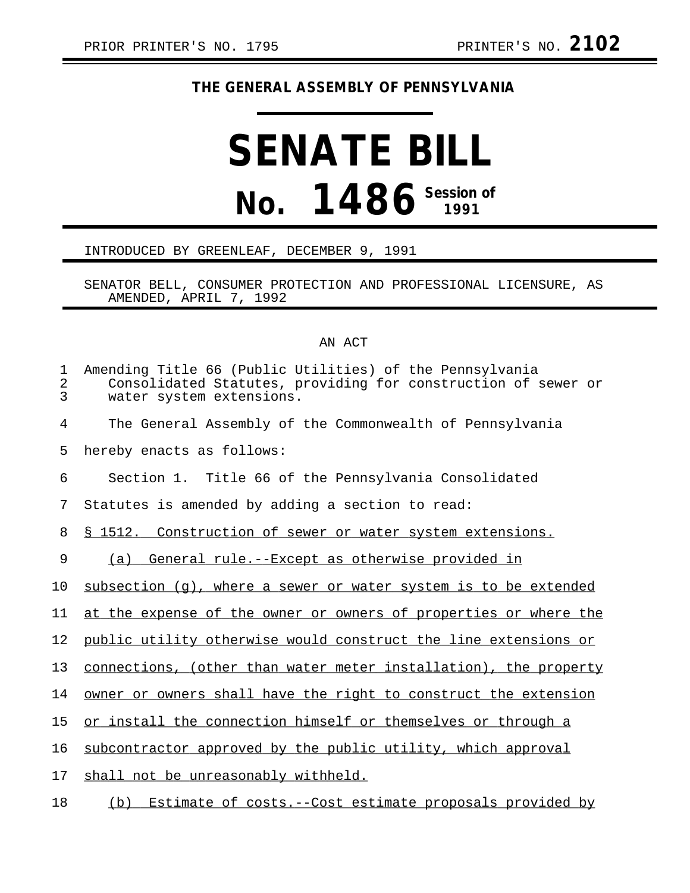PRIOR PRINTER'S NO. 1795 PRINTER'S NO. **2102**

**THE GENERAL ASSEMBLY OF PENNSYLVANIA**

# SENATE BILL

# No. 1486 Session of 1991

INTRODUCED BY GREENLEAF, DECEMBER 9, 1991

SENATOR BELL, CONSUMER PROTECTION AND PROFESSIONAL LICENSURE, AS AMENDED, APRIL 7, 1992

AN ACT

Amending Title 66 (Public Utilities) of the Pennsylvania Consolidated Statutes, providing for construction of sewer or water system extensions.

The General Assembly of the Commonwealth of Pennsylvania hereby enacts as follows:

Section 1. Title 66 of the Pennsylvania Consolidated Statutes is amended by adding a section to read:

§ 1512. Construction of sewer or water system extensions.

(a) General rule.--Except as otherwise provided in subsection (g), where a sewer or water system is to be extended at the expense of the owner or owners of properties or where the public utility otherwise would construct the line extensions or connections, (other than water meter installation), the property owner or owners shall have the right to construct the extension or install the connection himself or themselves or through a subcontractor approved by the public utility, which approval shall not be unreasonably withheld.

(b) Estimate of costs.--Cost estimate proposals provided by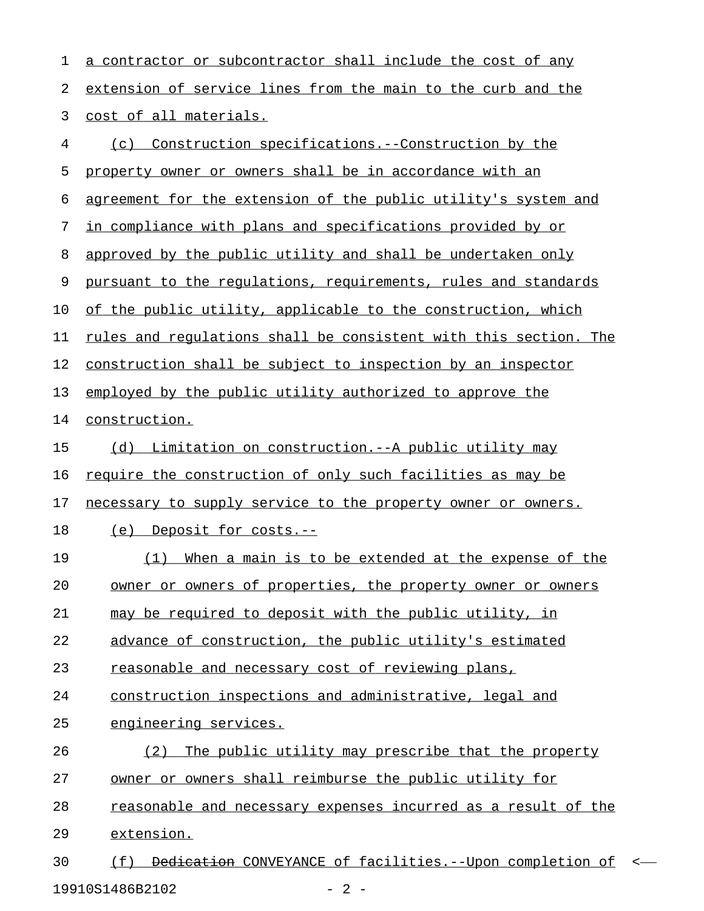a contractor or subcontractor shall include the cost of any extension of service lines from the main to the curb and the cost of all materials.

(c) Construction specifications.--Construction by the property owner or owners shall be in accordance with an agreement for the extension of the public utility's system and in compliance with plans and specifications provided by or approved by the public utility and shall be undertaken only pursuant to the regulations, requirements, rules and standards of the public utility, applicable to the construction, which rules and regulations shall be consistent with this section. The construction shall be subject to inspection by an inspector employed by the public utility authorized to approve the construction.

(d) Limitation on construction.--A public utility may require the construction of only such facilities as may be necessary to supply service to the property owner or owners.

(e) Deposit for costs.--

(1) When a main is to be extended at the expense of the owner or owners of properties, the property owner or owners may be required to deposit with the public utility, in advance of construction, the public utility's estimated reasonable and necessary cost of reviewing plans, construction inspections and administrative, legal and engineering services.

(2) The public utility may prescribe that the property owner or owners shall reimburse the public utility for reasonable and necessary expenses incurred as a result of the extension.

(f) ~~Dedication~~ CONVEYANCE of facilities.--Upon completion of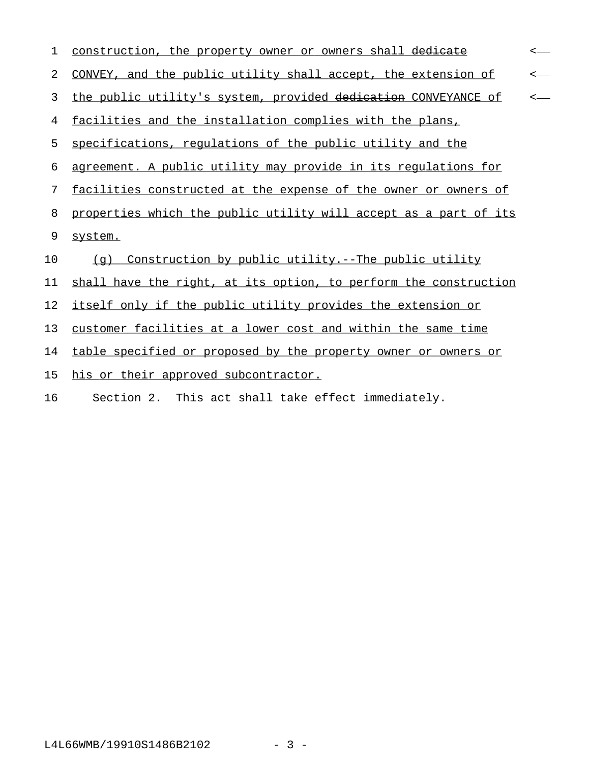construction, the property owner or owners shall ~~dedicate~~ CONVEY, and the public utility shall accept, the extension of the public utility's system, provided ~~dedication~~ CONVEYANCE of facilities and the installation complies with the plans, specifications, regulations of the public utility and the agreement. A public utility may provide in its regulations for facilities constructed at the expense of the owner or owners of properties which the public utility will accept as a part of its system.

(g) Construction by public utility.--The public utility shall have the right, at its option, to perform the construction itself only if the public utility provides the extension or customer facilities at a lower cost and within the same time table specified or proposed by the property owner or owners or his or their approved subcontractor.

Section 2. This act shall take effect immediately.

L4L66WMB/19910S1486B2102